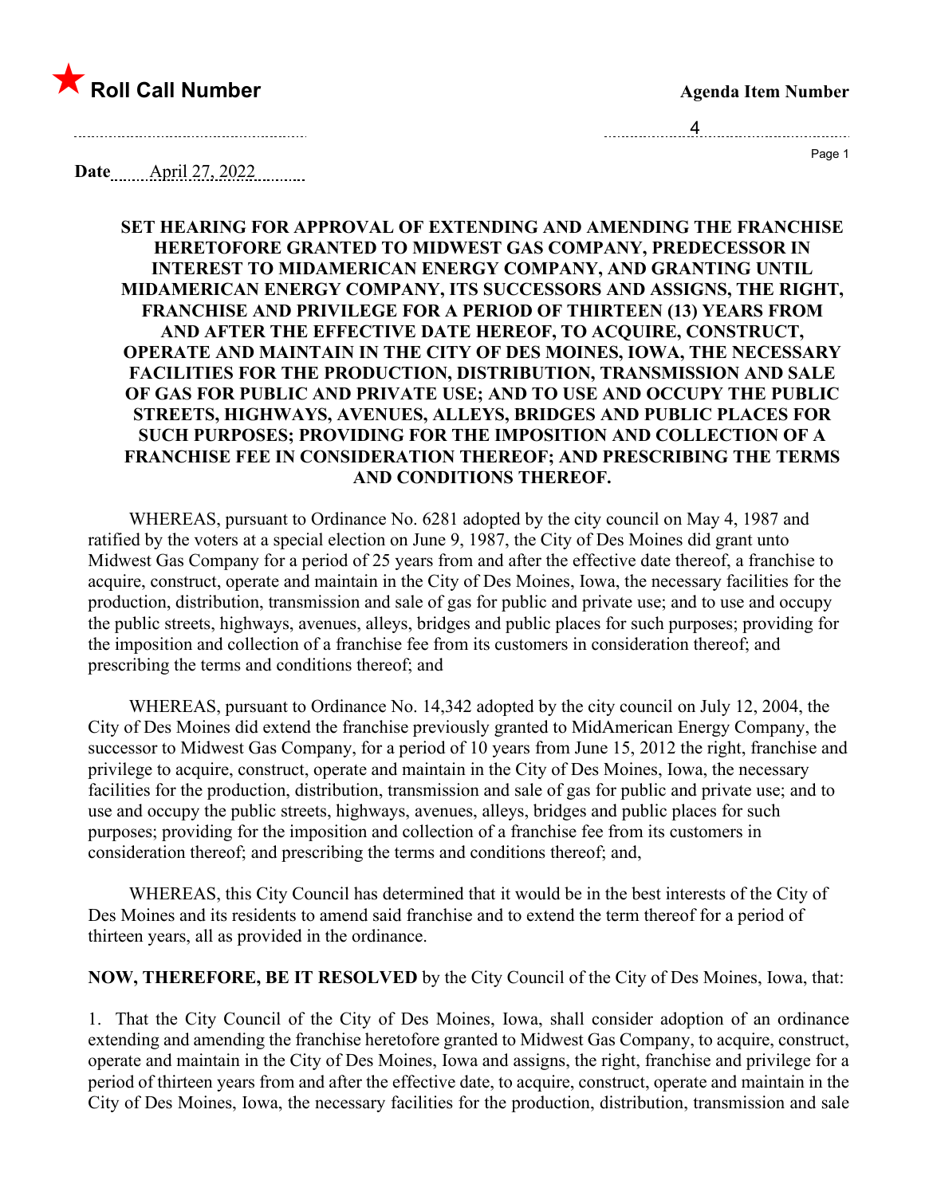★ **Roll Call Number** **Agenda Item Number**

4

**Date** April 27, 2022

**SET HEARING FOR APPROVAL OF EXTENDING AND AMENDING THE FRANCHISE HERETOFORE GRANTED TO MIDWEST GAS COMPANY, PREDECESSOR IN INTEREST TO MIDAMERICAN ENERGY COMPANY, AND GRANTING UNTIL MIDAMERICAN ENERGY COMPANY, ITS SUCCESSORS AND ASSIGNS, THE RIGHT, FRANCHISE AND PRIVILEGE FOR A PERIOD OF THIRTEEN (13) YEARS FROM AND AFTER THE EFFECTIVE DATE HEREOF, TO ACQUIRE, CONSTRUCT, OPERATE AND MAINTAIN IN THE CITY OF DES MOINES, IOWA, THE NECESSARY FACILITIES FOR THE PRODUCTION, DISTRIBUTION, TRANSMISSION AND SALE OF GAS FOR PUBLIC AND PRIVATE USE; AND TO USE AND OCCUPY THE PUBLIC STREETS, HIGHWAYS, AVENUES, ALLEYS, BRIDGES AND PUBLIC PLACES FOR SUCH PURPOSES; PROVIDING FOR THE IMPOSITION AND COLLECTION OF A FRANCHISE FEE IN CONSIDERATION THEREOF; AND PRESCRIBING THE TERMS AND CONDITIONS THEREOF.**

WHEREAS, pursuant to Ordinance No. 6281 adopted by the city council on May 4, 1987 and ratified by the voters at a special election on June 9, 1987, the City of Des Moines did grant unto Midwest Gas Company for a period of 25 years from and after the effective date thereof, a franchise to acquire, construct, operate and maintain in the City of Des Moines, Iowa, the necessary facilities for the production, distribution, transmission and sale of gas for public and private use; and to use and occupy the public streets, highways, avenues, alleys, bridges and public places for such purposes; providing for the imposition and collection of a franchise fee from its customers in consideration thereof; and prescribing the terms and conditions thereof; and

WHEREAS, pursuant to Ordinance No. 14,342 adopted by the city council on July 12, 2004, the City of Des Moines did extend the franchise previously granted to MidAmerican Energy Company, the successor to Midwest Gas Company, for a period of 10 years from June 15, 2012 the right, franchise and privilege to acquire, construct, operate and maintain in the City of Des Moines, Iowa, the necessary facilities for the production, distribution, transmission and sale of gas for public and private use; and to use and occupy the public streets, highways, avenues, alleys, bridges and public places for such purposes; providing for the imposition and collection of a franchise fee from its customers in consideration thereof; and prescribing the terms and conditions thereof; and,

WHEREAS, this City Council has determined that it would be in the best interests of the City of Des Moines and its residents to amend said franchise and to extend the term thereof for a period of thirteen years, all as provided in the ordinance.

**NOW, THEREFORE, BE IT RESOLVED** by the City Council of the City of Des Moines, Iowa, that:

1. That the City Council of the City of Des Moines, Iowa, shall consider adoption of an ordinance extending and amending the franchise heretofore granted to Midwest Gas Company, to acquire, construct, operate and maintain in the City of Des Moines, Iowa and assigns, the right, franchise and privilege for a period of thirteen years from and after the effective date, to acquire, construct, operate and maintain in the City of Des Moines, Iowa, the necessary facilities for the production, distribution, transmission and sale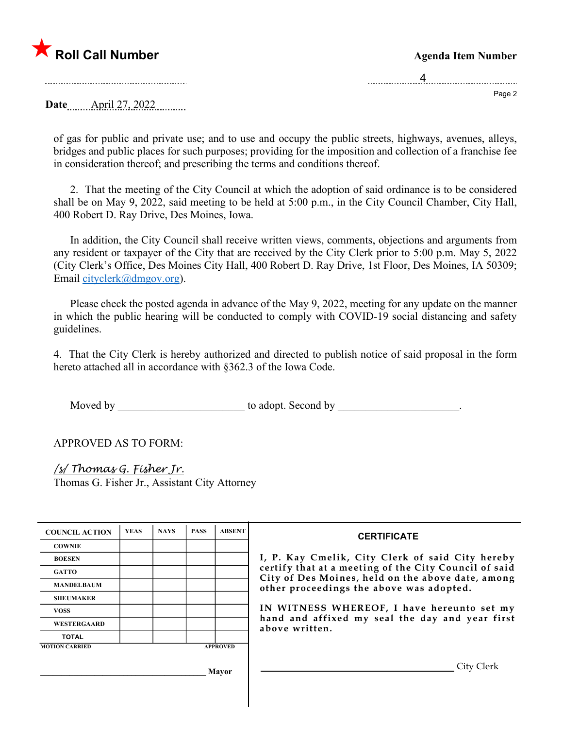★ **Roll Call Number**

**Agenda Item Number**

4

**Date** April 27, 2022

of gas for public and private use; and to use and occupy the public streets, highways, avenues, alleys, bridges and public places for such purposes; providing for the imposition and collection of a franchise fee in consideration thereof; and prescribing the terms and conditions thereof.

2. That the meeting of the City Council at which the adoption of said ordinance is to be considered shall be on May 9, 2022, said meeting to be held at 5:00 p.m., in the City Council Chamber, City Hall, 400 Robert D. Ray Drive, Des Moines, Iowa.

In addition, the City Council shall receive written views, comments, objections and arguments from any resident or taxpayer of the City that are received by the City Clerk prior to 5:00 p.m. May 5, 2022 (City Clerk's Office, Des Moines City Hall, 400 Robert D. Ray Drive, 1st Floor, Des Moines, IA 50309; Email cityclerk@dmgov.org).

Please check the posted agenda in advance of the May 9, 2022, meeting for any update on the manner in which the public hearing will be conducted to comply with COVID-19 social distancing and safety guidelines.

4. That the City Clerk is hereby authorized and directed to publish notice of said proposal in the form hereto attached all in accordance with §362.3 of the Iowa Code.

Moved by ______________________ to adopt. Second by ______________________.

APPROVED AS TO FORM:

*/s/ Thomas G. Fisher Jr.*
Thomas G. Fisher Jr., Assistant City Attorney

| COUNCIL ACTION | YEAS | NAYS | PASS | ABSENT |
|---|---|---|---|---|
| COWNIE | | | | |
| BOESEN | | | | |
| GATTO | | | | |
| MANDELBAUM | | | | |
| SHEUMAKER | | | | |
| VOSS | | | | |
| WESTERGAARD | | | | |
| TOTAL | | | | |

MOTION CARRIED APPROVED

______________________________ Mayor

**CERTIFICATE**

**I, P. Kay Cmelik, City Clerk of said City hereby certify that at a meeting of the City Council of said City of Des Moines, held on the above date, among other proceedings the above was adopted.**

**IN WITNESS WHEREOF, I have hereunto set my hand and affixed my seal the day and year first above written.**

______________________________ City Clerk